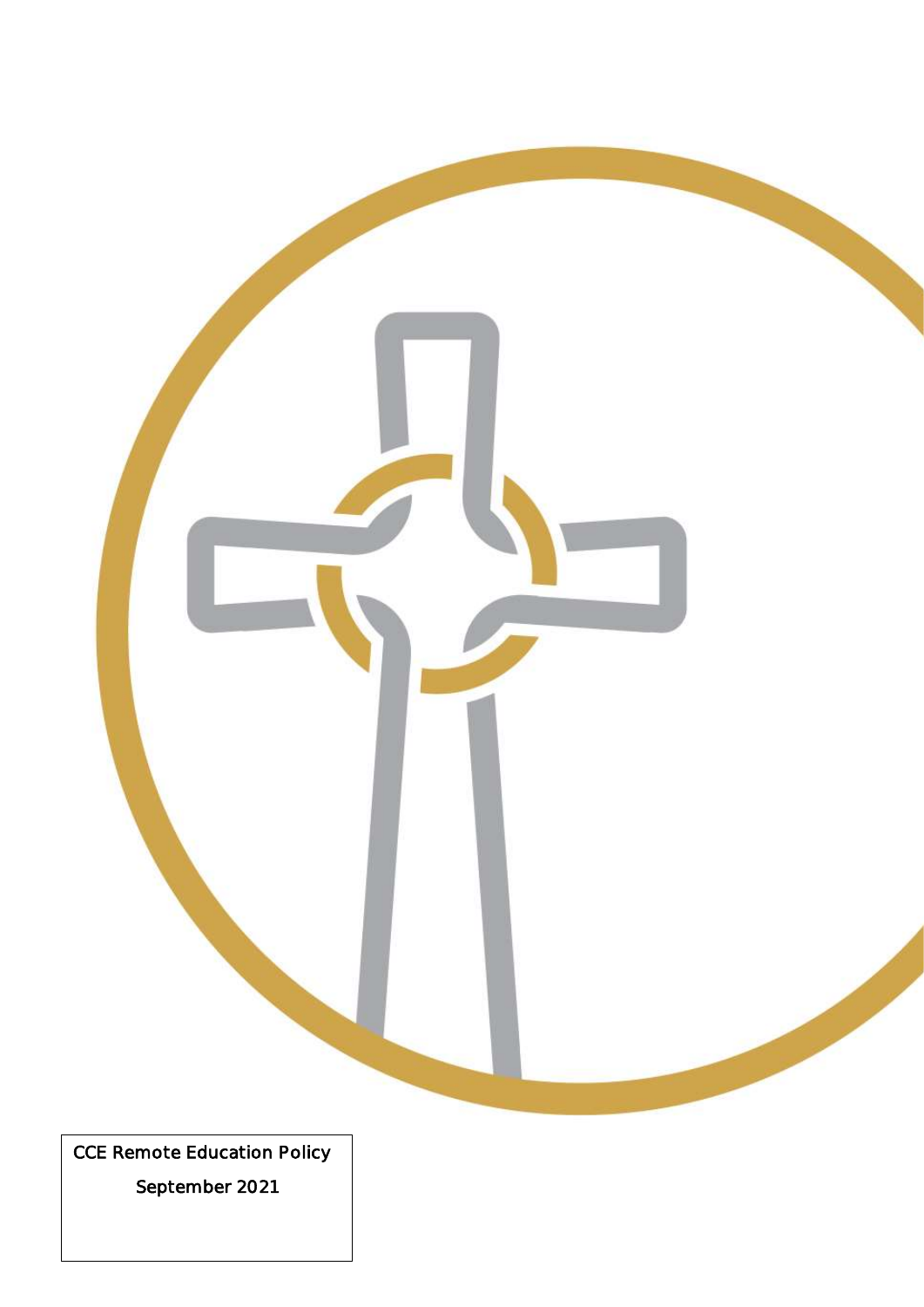CCE Remote Education Policy

September 2021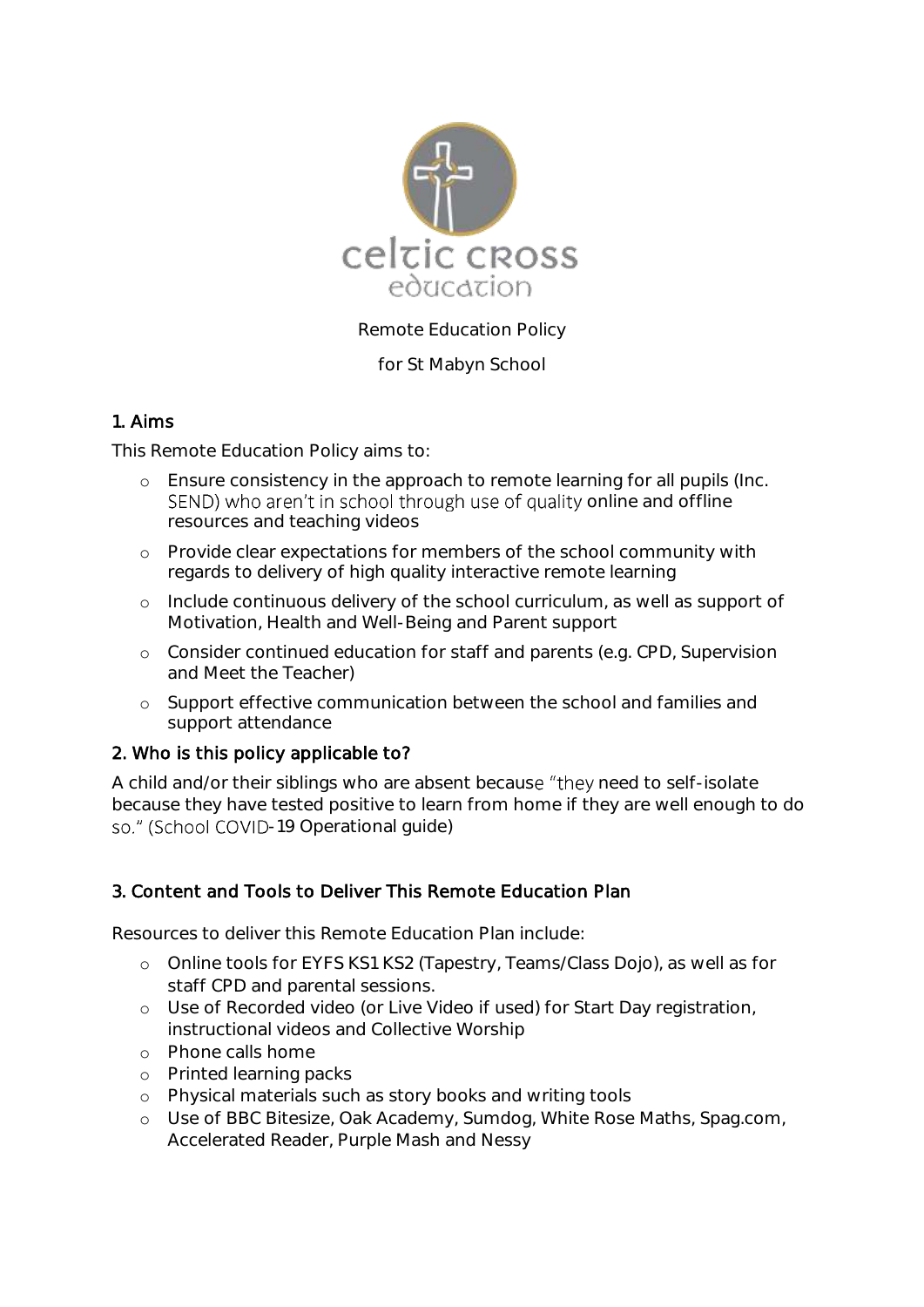celtic cross education

Remote Education Policy

for St Mabyn School

## 1. Aims

This Remote Education Policy aims to:

- Ensure consistency in the approach to remote learning for all pupils (Inc. SEND) who aren't in school through use of quality online and offline resources and teaching videos
- Provide clear expectations for members of the school community with regards to delivery of high quality interactive remote learning
- Include continuous delivery of the school curriculum, as well as support of Motivation, Health and Well-Being and Parent support
- Consider continued education for staff and parents (e.g. CPD, Supervision and Meet the Teacher)
- Support effective communication between the school and families and support attendance

## 2. Who is this policy applicable to?

A child and/or their siblings who are absent because "they need to self-isolate because they have tested positive to learn from home if they are well enough to do so." (School COVID-19 Operational guide)

## 3. Content and Tools to Deliver This Remote Education Plan

Resources to deliver this Remote Education Plan include:

- Online tools for EYFS KS1 KS2 (Tapestry, Teams/Class Dojo), as well as for staff CPD and parental sessions.
- Use of Recorded video (or Live Video if used) for Start Day registration, instructional videos and Collective Worship
- Phone calls home
- Printed learning packs
- Physical materials such as story books and writing tools
- Use of BBC Bitesize, Oak Academy, Sumdog, White Rose Maths, Spag.com, Accelerated Reader, Purple Mash and Nessy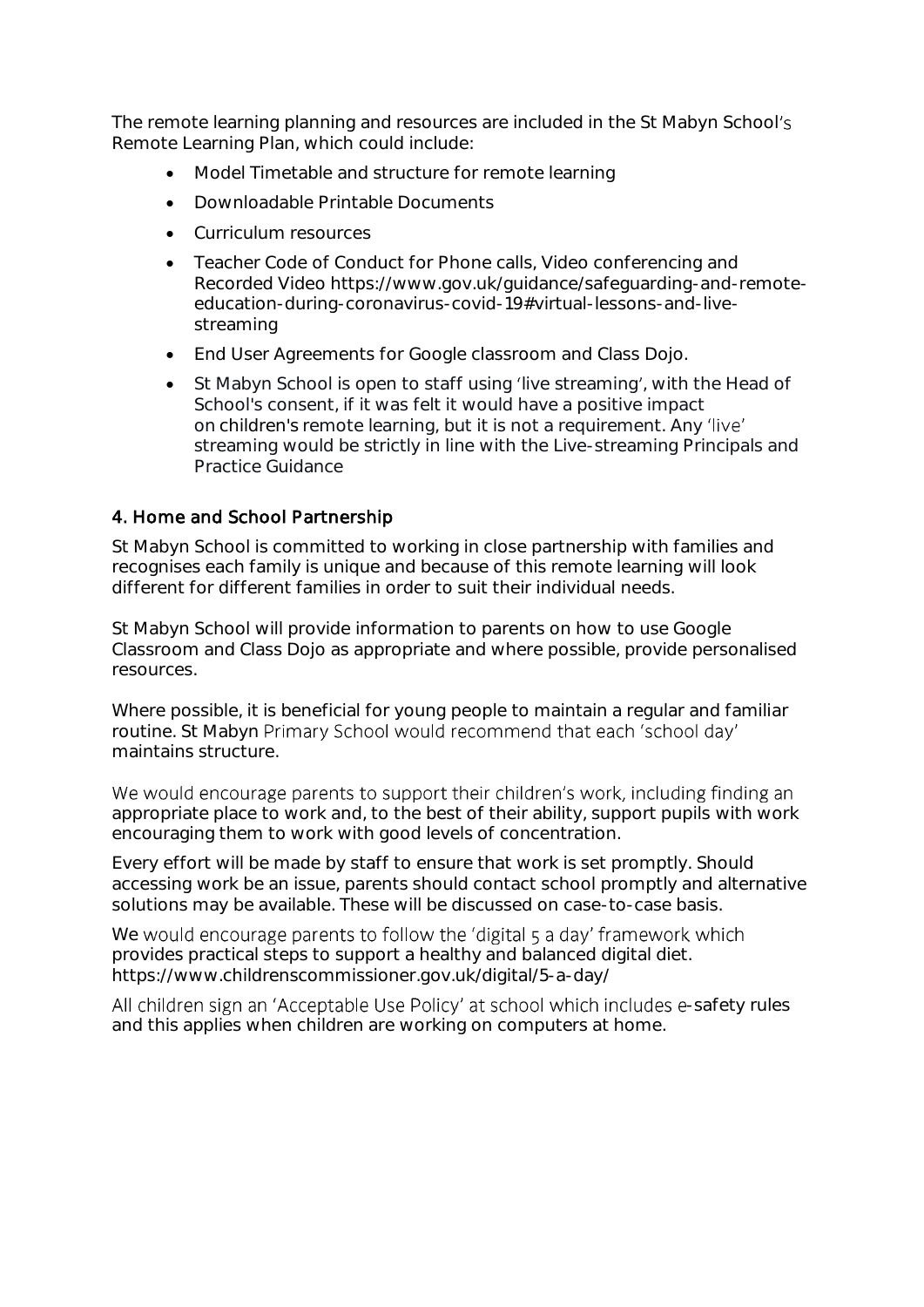The remote learning planning and resources are included in the St Mabyn School's Remote Learning Plan, which could include:

- Model Timetable and structure for remote learning
- Downloadable Printable Documents
- Curriculum resources
- Teacher Code of Conduct for Phone calls, Video conferencing and Recorded Video https://www.gov.uk/guidance/safeguarding-and-remote-education-during-coronavirus-covid-19#virtual-lessons-and-live-streaming
- End User Agreements for Google classroom and Class Dojo.
- St Mabyn School is open to staff using 'live streaming', with the Head of School's consent, if it was felt it would have a positive impact on children's remote learning, but it is not a requirement. Any 'live' streaming would be strictly in line with the Live-streaming Principals and Practice Guidance

## 4. Home and School Partnership

St Mabyn School is committed to working in close partnership with families and recognises each family is unique and because of this remote learning will look different for different families in order to suit their individual needs.

St Mabyn School will provide information to parents on how to use Google Classroom and Class Dojo as appropriate and where possible, provide personalised resources.

Where possible, it is beneficial for young people to maintain a regular and familiar routine. St Mabyn Primary School would recommend that each 'school day' maintains structure.

We would encourage parents to support their children's work, including finding an appropriate place to work and, to the best of their ability, support pupils with work encouraging them to work with good levels of concentration.

Every effort will be made by staff to ensure that work is set promptly. Should accessing work be an issue, parents should contact school promptly and alternative solutions may be available. These will be discussed on case-to-case basis.

We would encourage parents to follow the 'digital 5 a day' framework which provides practical steps to support a healthy and balanced digital diet. https://www.childrenscommissioner.gov.uk/digital/5-a-day/

All children sign an 'Acceptable Use Policy' at school which includes e-safety rules and this applies when children are working on computers at home.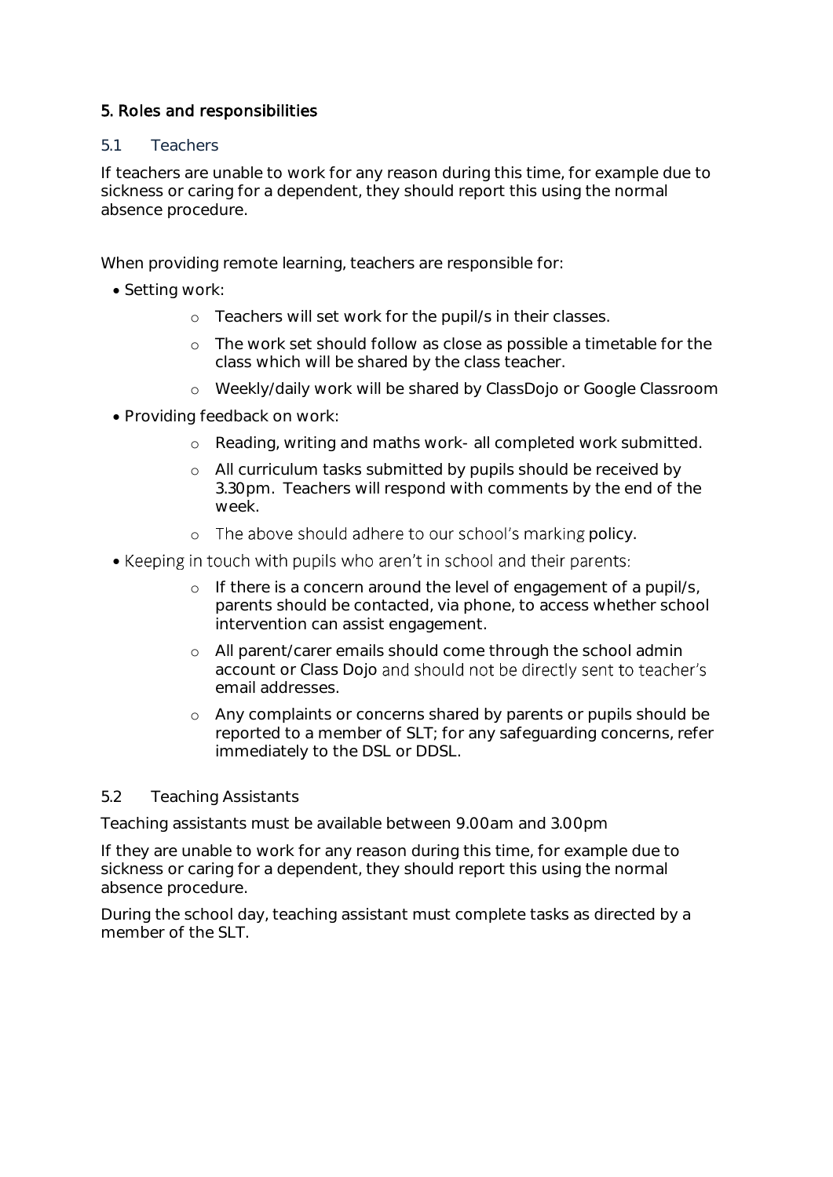## 5. Roles and responsibilities

### 5.1 Teachers

If teachers are unable to work for any reason during this time, for example due to sickness or caring for a dependent, they should report this using the normal absence procedure.

When providing remote learning, teachers are responsible for:

- Setting work:
  - Teachers will set work for the pupil/s in their classes.
  - The work set should follow as close as possible a timetable for the class which will be shared by the class teacher.
  - Weekly/daily work will be shared by ClassDojo or Google Classroom
- Providing feedback on work:
  - Reading, writing and maths work- all completed work submitted.
  - All curriculum tasks submitted by pupils should be received by 3.30pm. Teachers will respond with comments by the end of the week.
  - The above should adhere to our school's marking policy.
- Keeping in touch with pupils who aren't in school and their parents:
  - If there is a concern around the level of engagement of a pupil/s, parents should be contacted, via phone, to access whether school intervention can assist engagement.
  - All parent/carer emails should come through the school admin account or Class Dojo and should not be directly sent to teacher's email addresses.
  - Any complaints or concerns shared by parents or pupils should be reported to a member of SLT; for any safeguarding concerns, refer immediately to the DSL or DDSL.

### 5.2 Teaching Assistants

Teaching assistants must be available between 9.00am and 3.00pm

If they are unable to work for any reason during this time, for example due to sickness or caring for a dependent, they should report this using the normal absence procedure.

During the school day, teaching assistant must complete tasks as directed by a member of the SLT.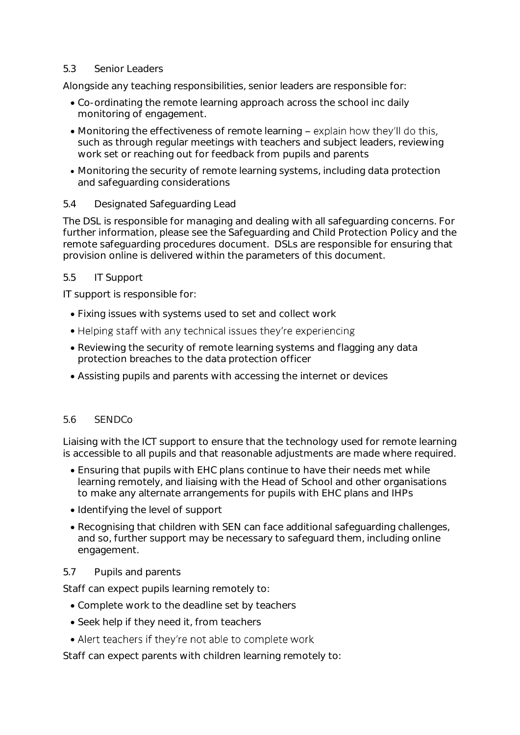### 5.3 Senior Leaders

Alongside any teaching responsibilities, senior leaders are responsible for:

- Co-ordinating the remote learning approach across the school inc daily monitoring of engagement.
- Monitoring the effectiveness of remote learning – explain how they'll do this, such as through regular meetings with teachers and subject leaders, reviewing work set or reaching out for feedback from pupils and parents
- Monitoring the security of remote learning systems, including data protection and safeguarding considerations

### 5.4 Designated Safeguarding Lead

The DSL is responsible for managing and dealing with all safeguarding concerns. For further information, please see the Safeguarding and Child Protection Policy and the remote safeguarding procedures document. DSLs are responsible for ensuring that provision online is delivered within the parameters of this document.

### 5.5 IT Support

IT support is responsible for:

- Fixing issues with systems used to set and collect work
- Helping staff with any technical issues they're experiencing
- Reviewing the security of remote learning systems and flagging any data protection breaches to the data protection officer
- Assisting pupils and parents with accessing the internet or devices

### 5.6 SENDCo

Liaising with the ICT support to ensure that the technology used for remote learning is accessible to all pupils and that reasonable adjustments are made where required.

- Ensuring that pupils with EHC plans continue to have their needs met while learning remotely, and liaising with the Head of School and other organisations to make any alternate arrangements for pupils with EHC plans and IHPs
- Identifying the level of support
- Recognising that children with SEN can face additional safeguarding challenges, and so, further support may be necessary to safeguard them, including online engagement.

### 5.7 Pupils and parents

Staff can expect pupils learning remotely to:

- Complete work to the deadline set by teachers
- Seek help if they need it, from teachers
- Alert teachers if they're not able to complete work

Staff can expect parents with children learning remotely to: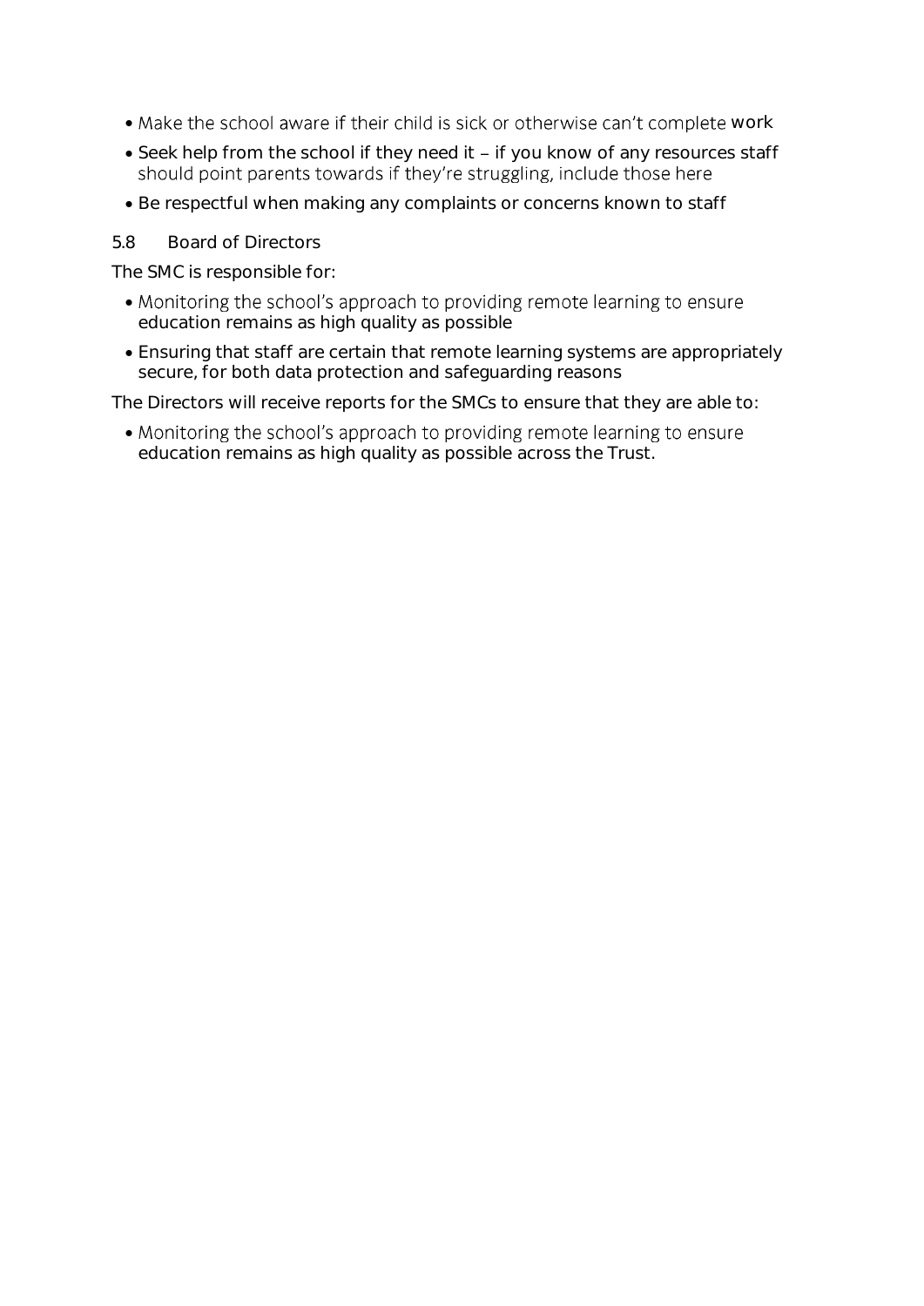- Make the school aware if their child is sick or otherwise can't complete work
- Seek help from the school if they need it – if you know of any resources staff should point parents towards if they're struggling, include those here
- Be respectful when making any complaints or concerns known to staff

### 5.8 Board of Directors

The SMC is responsible for:

- Monitoring the school's approach to providing remote learning to ensure education remains as high quality as possible
- Ensuring that staff are certain that remote learning systems are appropriately secure, for both data protection and safeguarding reasons

The Directors will receive reports for the SMCs to ensure that they are able to:

- Monitoring the school's approach to providing remote learning to ensure education remains as high quality as possible across the Trust.